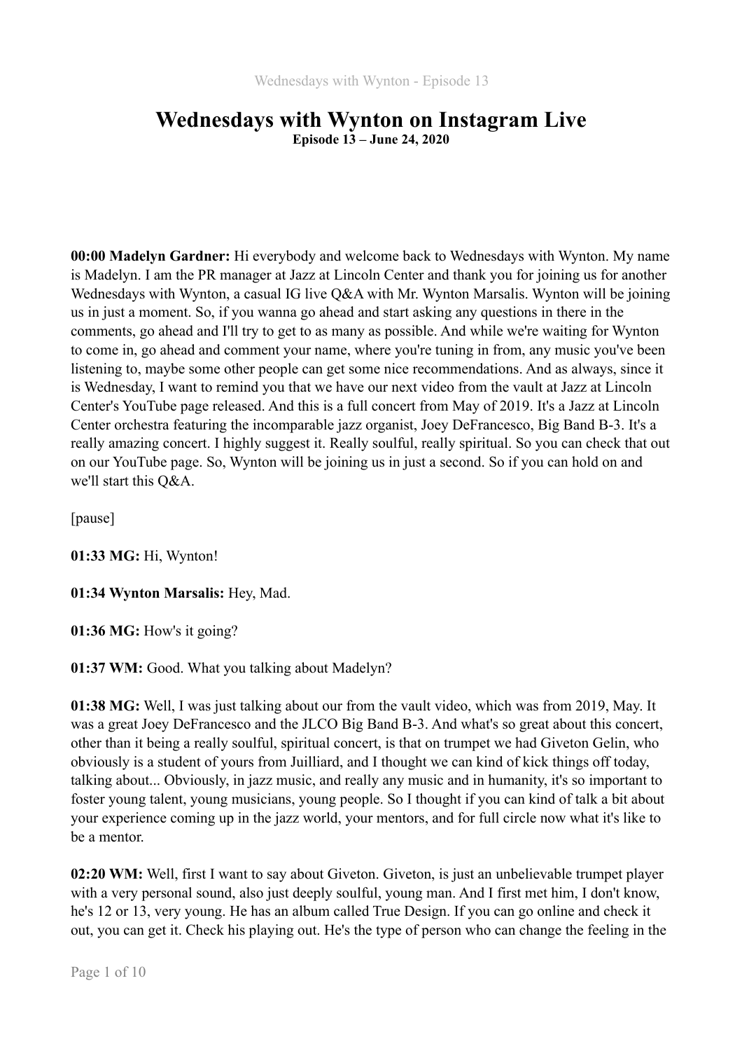# Wednesdays with Wynton on Instagram Live

**Episode 13 – June 24, 2020**

**00:00 Madelyn Gardner:** Hi everybody and welcome back to Wednesdays with Wynton. My name is Madelyn. I am the PR manager at Jazz at Lincoln Center and thank you for joining us for another Wednesdays with Wynton, a casual IG live Q&A with Mr. Wynton Marsalis. Wynton will be joining us in just a moment. So, if you wanna go ahead and start asking any questions in there in the comments, go ahead and I'll try to get to as many as possible. And while we're waiting for Wynton to come in, go ahead and comment your name, where you're tuning in from, any music you've been listening to, maybe some other people can get some nice recommendations. And as always, since it is Wednesday, I want to remind you that we have our next video from the vault at Jazz at Lincoln Center's YouTube page released. And this is a full concert from May of 2019. It's a Jazz at Lincoln Center orchestra featuring the incomparable jazz organist, Joey DeFrancesco, Big Band B-3. It's a really amazing concert. I highly suggest it. Really soulful, really spiritual. So you can check that out on our YouTube page. So, Wynton will be joining us in just a second. So if you can hold on and we'll start this Q&A.

[pause]

**01:33 MG:** Hi, Wynton!

**01:34 Wynton Marsalis:** Hey, Mad.

**01:36 MG:** How's it going?

**01:37 WM:** Good. What you talking about Madelyn?

**01:38 MG:** Well, I was just talking about our from the vault video, which was from 2019, May. It was a great Joey DeFrancesco and the JLCO Big Band B-3. And what's so great about this concert, other than it being a really soulful, spiritual concert, is that on trumpet we had Giveton Gelin, who obviously is a student of yours from Juilliard, and I thought we can kind of kick things off today, talking about... Obviously, in jazz music, and really any music and in humanity, it's so important to foster young talent, young musicians, young people. So I thought if you can kind of talk a bit about your experience coming up in the jazz world, your mentors, and for full circle now what it's like to be a mentor.

**02:20 WM:** Well, first I want to say about Giveton. Giveton, is just an unbelievable trumpet player with a very personal sound, also just deeply soulful, young man. And I first met him, I don't know, he's 12 or 13, very young. He has an album called True Design. If you can go online and check it out, you can get it. Check his playing out. He's the type of person who can change the feeling in the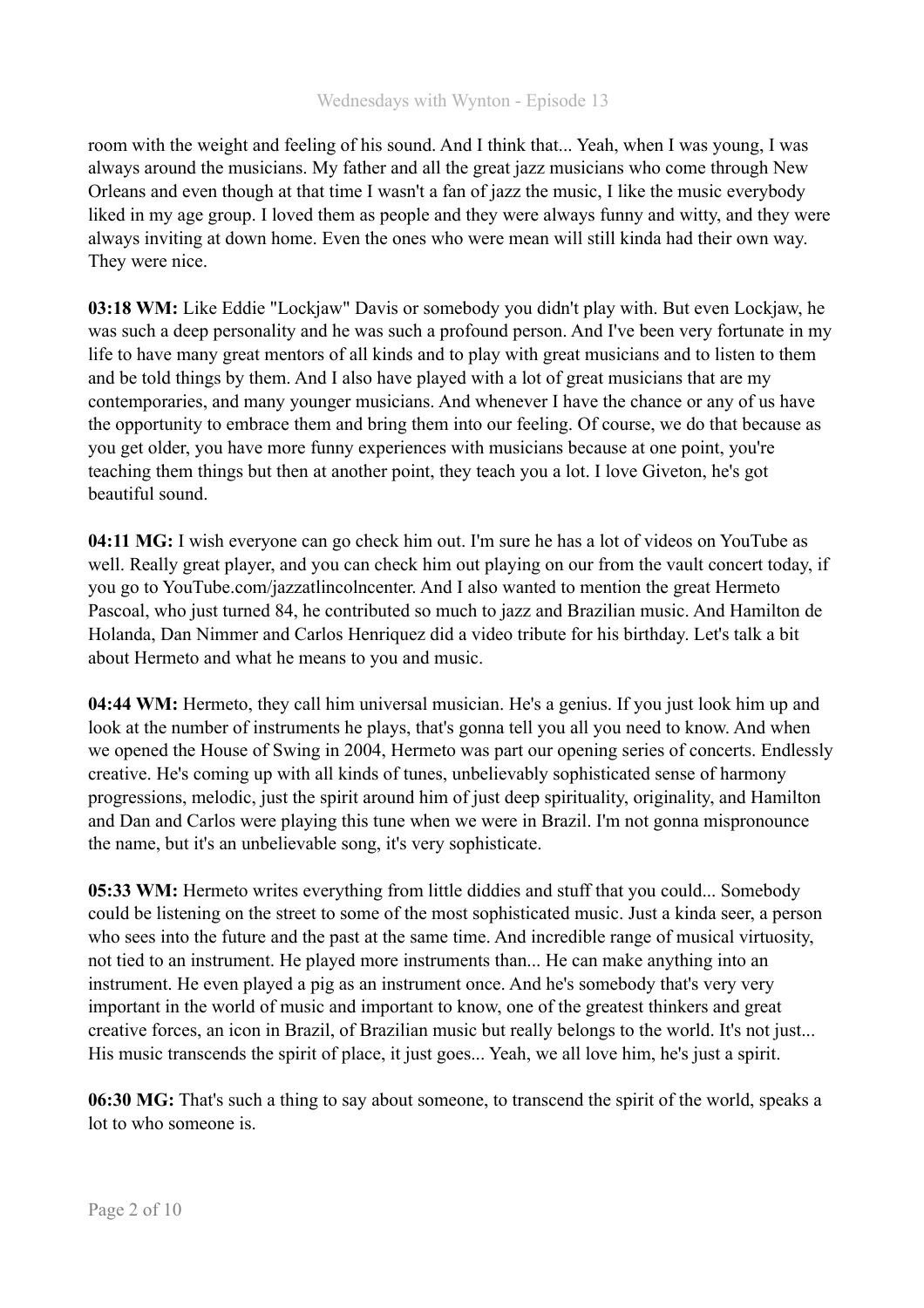room with the weight and feeling of his sound. And I think that... Yeah, when I was young, I was always around the musicians. My father and all the great jazz musicians who come through New Orleans and even though at that time I wasn't a fan of jazz the music, I like the music everybody liked in my age group. I loved them as people and they were always funny and witty, and they were always inviting at down home. Even the ones who were mean will still kinda had their own way. They were nice.

**03:18 WM:** Like Eddie "Lockjaw" Davis or somebody you didn't play with. But even Lockjaw, he was such a deep personality and he was such a profound person. And I've been very fortunate in my life to have many great mentors of all kinds and to play with great musicians and to listen to them and be told things by them. And I also have played with a lot of great musicians that are my contemporaries, and many younger musicians. And whenever I have the chance or any of us have the opportunity to embrace them and bring them into our feeling. Of course, we do that because as you get older, you have more funny experiences with musicians because at one point, you're teaching them things but then at another point, they teach you a lot. I love Giveton, he's got beautiful sound.

**04:11 MG:** I wish everyone can go check him out. I'm sure he has a lot of videos on YouTube as well. Really great player, and you can check him out playing on our from the vault concert today, if you go to YouTube.com/jazzatlincolncenter. And I also wanted to mention the great Hermeto Pascoal, who just turned 84, he contributed so much to jazz and Brazilian music. And Hamilton de Holanda, Dan Nimmer and Carlos Henriquez did a video tribute for his birthday. Let's talk a bit about Hermeto and what he means to you and music.

**04:44 WM:** Hermeto, they call him universal musician. He's a genius. If you just look him up and look at the number of instruments he plays, that's gonna tell you all you need to know. And when we opened the House of Swing in 2004, Hermeto was part our opening series of concerts. Endlessly creative. He's coming up with all kinds of tunes, unbelievably sophisticated sense of harmony progressions, melodic, just the spirit around him of just deep spirituality, originality, and Hamilton and Dan and Carlos were playing this tune when we were in Brazil. I'm not gonna mispronounce the name, but it's an unbelievable song, it's very sophisticate.

**05:33 WM:** Hermeto writes everything from little diddies and stuff that you could... Somebody could be listening on the street to some of the most sophisticated music. Just a kinda seer, a person who sees into the future and the past at the same time. And incredible range of musical virtuosity, not tied to an instrument. He played more instruments than... He can make anything into an instrument. He even played a pig as an instrument once. And he's somebody that's very very important in the world of music and important to know, one of the greatest thinkers and great creative forces, an icon in Brazil, of Brazilian music but really belongs to the world. It's not just... His music transcends the spirit of place, it just goes... Yeah, we all love him, he's just a spirit.

**06:30 MG:** That's such a thing to say about someone, to transcend the spirit of the world, speaks a lot to who someone is.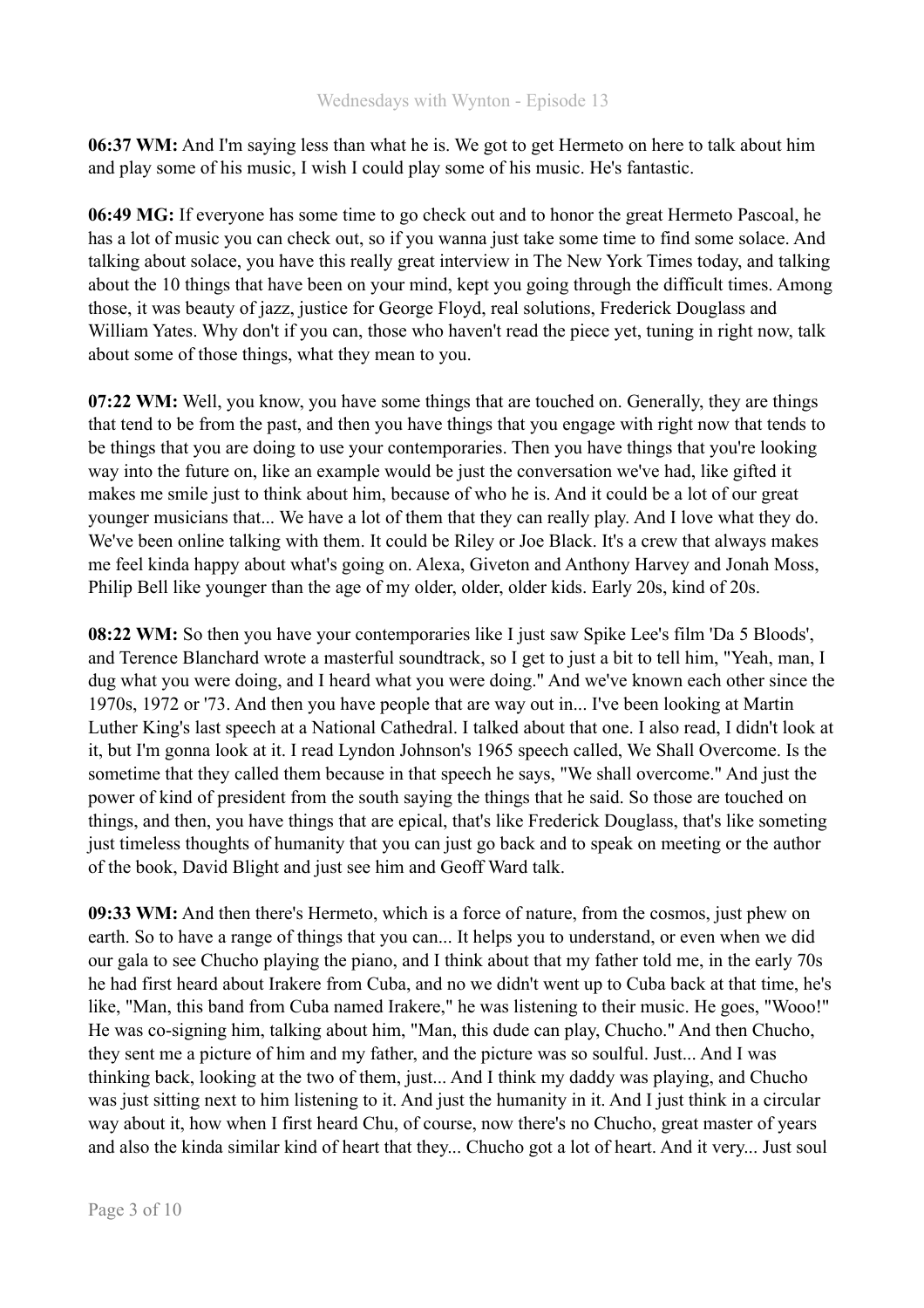**06:37 WM:** And I'm saying less than what he is. We got to get Hermeto on here to talk about him and play some of his music, I wish I could play some of his music. He's fantastic.

**06:49 MG:** If everyone has some time to go check out and to honor the great Hermeto Pascoal, he has a lot of music you can check out, so if you wanna just take some time to find some solace. And talking about solace, you have this really great interview in The New York Times today, and talking about the 10 things that have been on your mind, kept you going through the difficult times. Among those, it was beauty of jazz, justice for George Floyd, real solutions, Frederick Douglass and William Yates. Why don't if you can, those who haven't read the piece yet, tuning in right now, talk about some of those things, what they mean to you.

**07:22 WM:** Well, you know, you have some things that are touched on. Generally, they are things that tend to be from the past, and then you have things that you engage with right now that tends to be things that you are doing to use your contemporaries. Then you have things that you're looking way into the future on, like an example would be just the conversation we've had, like gifted it makes me smile just to think about him, because of who he is. And it could be a lot of our great younger musicians that... We have a lot of them that they can really play. And I love what they do. We've been online talking with them. It could be Riley or Joe Black. It's a crew that always makes me feel kinda happy about what's going on. Alexa, Giveton and Anthony Harvey and Jonah Moss, Philip Bell like younger than the age of my older, older, older kids. Early 20s, kind of 20s.

**08:22 WM:** So then you have your contemporaries like I just saw Spike Lee's film 'Da 5 Bloods', and Terence Blanchard wrote a masterful soundtrack, so I get to just a bit to tell him, "Yeah, man, I dug what you were doing, and I heard what you were doing." And we've known each other since the 1970s, 1972 or '73. And then you have people that are way out in... I've been looking at Martin Luther King's last speech at a National Cathedral. I talked about that one. I also read, I didn't look at it, but I'm gonna look at it. I read Lyndon Johnson's 1965 speech called, We Shall Overcome. Is the sometime that they called them because in that speech he says, "We shall overcome." And just the power of kind of president from the south saying the things that he said. So those are touched on things, and then, you have things that are epical, that's like Frederick Douglass, that's like someting just timeless thoughts of humanity that you can just go back and to speak on meeting or the author of the book, David Blight and just see him and Geoff Ward talk.

**09:33 WM:** And then there's Hermeto, which is a force of nature, from the cosmos, just phew on earth. So to have a range of things that you can... It helps you to understand, or even when we did our gala to see Chucho playing the piano, and I think about that my father told me, in the early 70s he had first heard about Irakere from Cuba, and no we didn't went up to Cuba back at that time, he's like, "Man, this band from Cuba named Irakere," he was listening to their music. He goes, "Wooo!" He was co-signing him, talking about him, "Man, this dude can play, Chucho." And then Chucho, they sent me a picture of him and my father, and the picture was so soulful. Just... And I was thinking back, looking at the two of them, just... And I think my daddy was playing, and Chucho was just sitting next to him listening to it. And just the humanity in it. And I just think in a circular way about it, how when I first heard Chu, of course, now there's no Chucho, great master of years and also the kinda similar kind of heart that they... Chucho got a lot of heart. And it very... Just soul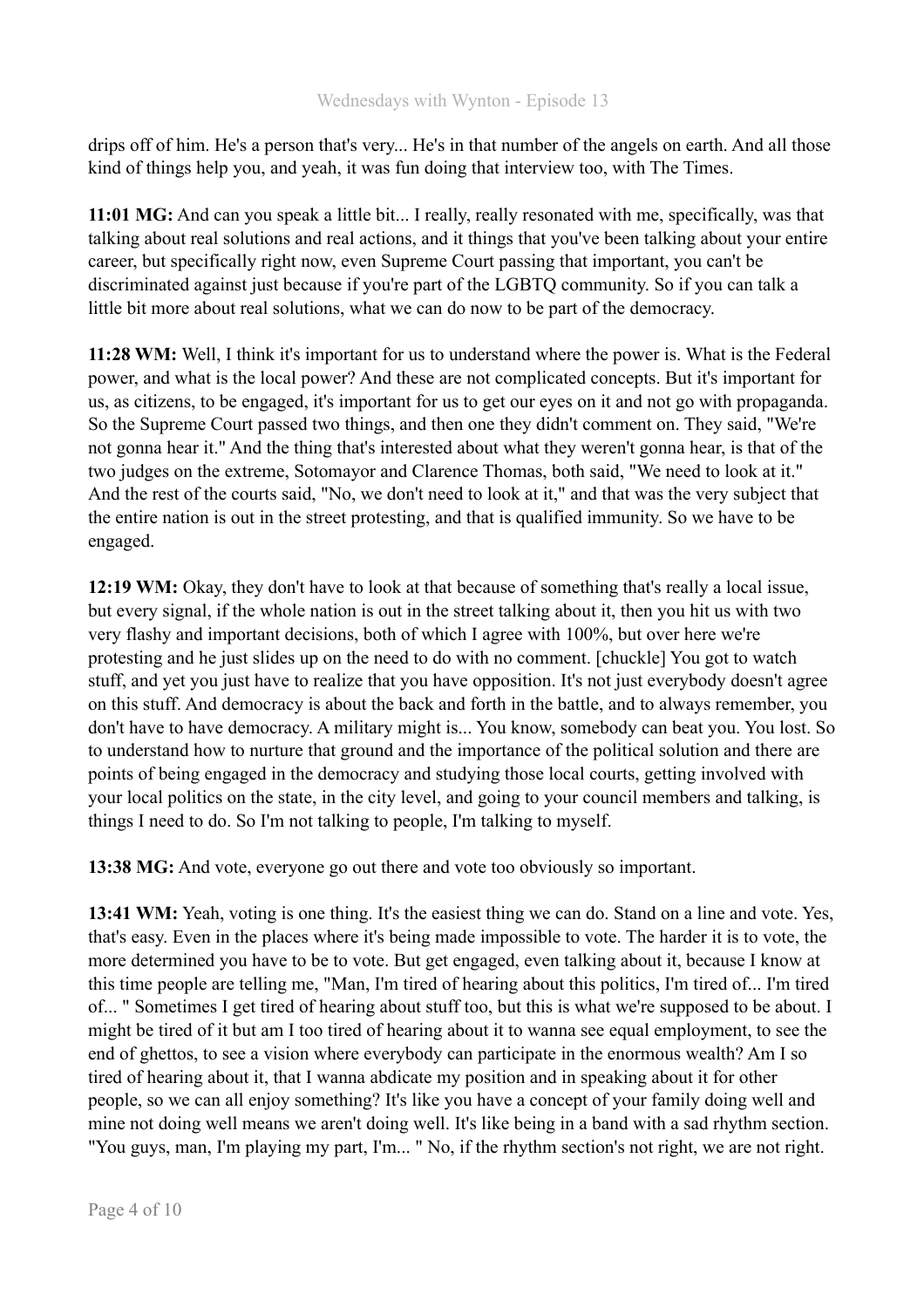drips off of him. He's a person that's very... He's in that number of the angels on earth. And all those kind of things help you, and yeah, it was fun doing that interview too, with The Times.

**11:01 MG:** And can you speak a little bit... I really, really resonated with me, specifically, was that talking about real solutions and real actions, and it things that you've been talking about your entire career, but specifically right now, even Supreme Court passing that important, you can't be discriminated against just because if you're part of the LGBTQ community. So if you can talk a little bit more about real solutions, what we can do now to be part of the democracy.

**11:28 WM:** Well, I think it's important for us to understand where the power is. What is the Federal power, and what is the local power? And these are not complicated concepts. But it's important for us, as citizens, to be engaged, it's important for us to get our eyes on it and not go with propaganda. So the Supreme Court passed two things, and then one they didn't comment on. They said, "We're not gonna hear it." And the thing that's interested about what they weren't gonna hear, is that of the two judges on the extreme, Sotomayor and Clarence Thomas, both said, "We need to look at it." And the rest of the courts said, "No, we don't need to look at it," and that was the very subject that the entire nation is out in the street protesting, and that is qualified immunity. So we have to be engaged.

**12:19 WM:** Okay, they don't have to look at that because of something that's really a local issue, but every signal, if the whole nation is out in the street talking about it, then you hit us with two very flashy and important decisions, both of which I agree with 100%, but over here we're protesting and he just slides up on the need to do with no comment. [chuckle] You got to watch stuff, and yet you just have to realize that you have opposition. It's not just everybody doesn't agree on this stuff. And democracy is about the back and forth in the battle, and to always remember, you don't have to have democracy. A military might is... You know, somebody can beat you. You lost. So to understand how to nurture that ground and the importance of the political solution and there are points of being engaged in the democracy and studying those local courts, getting involved with your local politics on the state, in the city level, and going to your council members and talking, is things I need to do. So I'm not talking to people, I'm talking to myself.

**13:38 MG:** And vote, everyone go out there and vote too obviously so important.

**13:41 WM:** Yeah, voting is one thing. It's the easiest thing we can do. Stand on a line and vote. Yes, that's easy. Even in the places where it's being made impossible to vote. The harder it is to vote, the more determined you have to be to vote. But get engaged, even talking about it, because I know at this time people are telling me, "Man, I'm tired of hearing about this politics, I'm tired of... I'm tired of... " Sometimes I get tired of hearing about stuff too, but this is what we're supposed to be about. I might be tired of it but am I too tired of hearing about it to wanna see equal employment, to see the end of ghettos, to see a vision where everybody can participate in the enormous wealth? Am I so tired of hearing about it, that I wanna abdicate my position and in speaking about it for other people, so we can all enjoy something? It's like you have a concept of your family doing well and mine not doing well means we aren't doing well. It's like being in a band with a sad rhythm section. "You guys, man, I'm playing my part, I'm... " No, if the rhythm section's not right, we are not right.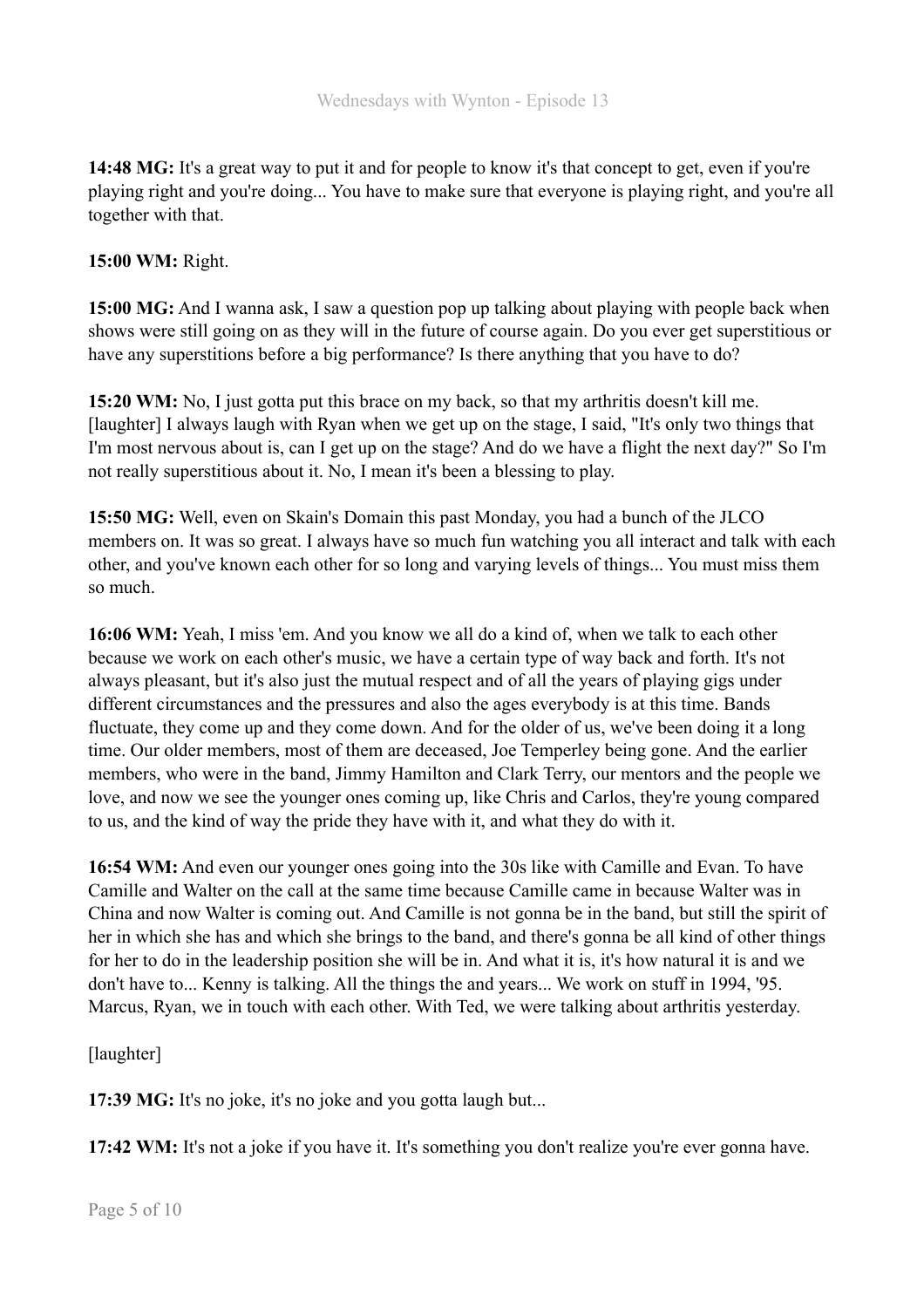**14:48 MG:** It's a great way to put it and for people to know it's that concept to get, even if you're playing right and you're doing... You have to make sure that everyone is playing right, and you're all together with that.

**15:00 WM:** Right.

**15:00 MG:** And I wanna ask, I saw a question pop up talking about playing with people back when shows were still going on as they will in the future of course again. Do you ever get superstitious or have any superstitions before a big performance? Is there anything that you have to do?

**15:20 WM:** No, I just gotta put this brace on my back, so that my arthritis doesn't kill me. [laughter] I always laugh with Ryan when we get up on the stage, I said, "It's only two things that I'm most nervous about is, can I get up on the stage? And do we have a flight the next day?" So I'm not really superstitious about it. No, I mean it's been a blessing to play.

**15:50 MG:** Well, even on Skain's Domain this past Monday, you had a bunch of the JLCO members on. It was so great. I always have so much fun watching you all interact and talk with each other, and you've known each other for so long and varying levels of things... You must miss them so much.

**16:06 WM:** Yeah, I miss 'em. And you know we all do a kind of, when we talk to each other because we work on each other's music, we have a certain type of way back and forth. It's not always pleasant, but it's also just the mutual respect and of all the years of playing gigs under different circumstances and the pressures and also the ages everybody is at this time. Bands fluctuate, they come up and they come down. And for the older of us, we've been doing it a long time. Our older members, most of them are deceased, Joe Temperley being gone. And the earlier members, who were in the band, Jimmy Hamilton and Clark Terry, our mentors and the people we love, and now we see the younger ones coming up, like Chris and Carlos, they're young compared to us, and the kind of way the pride they have with it, and what they do with it.

**16:54 WM:** And even our younger ones going into the 30s like with Camille and Evan. To have Camille and Walter on the call at the same time because Camille came in because Walter was in China and now Walter is coming out. And Camille is not gonna be in the band, but still the spirit of her in which she has and which she brings to the band, and there's gonna be all kind of other things for her to do in the leadership position she will be in. And what it is, it's how natural it is and we don't have to... Kenny is talking. All the things the and years... We work on stuff in 1994, '95. Marcus, Ryan, we in touch with each other. With Ted, we were talking about arthritis yesterday.

[laughter]

**17:39 MG:** It's no joke, it's no joke and you gotta laugh but...

**17:42 WM:** It's not a joke if you have it. It's something you don't realize you're ever gonna have.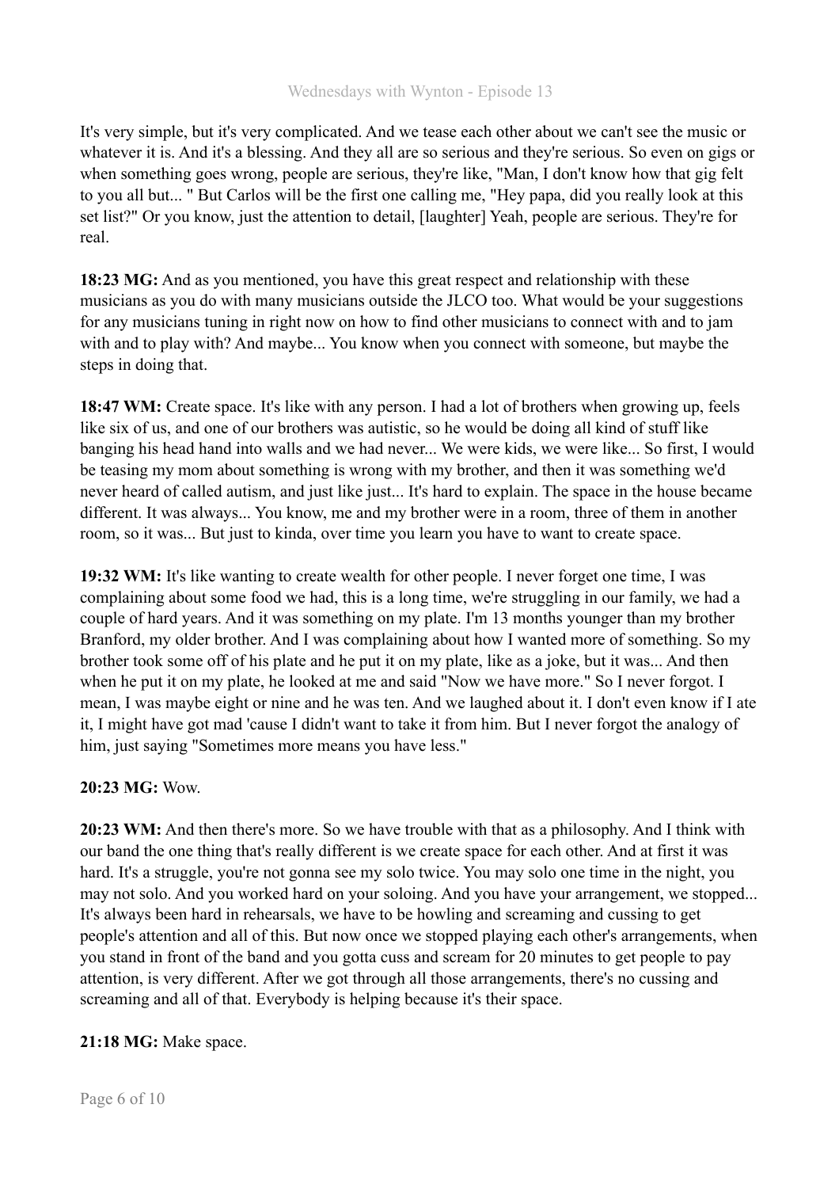It's very simple, but it's very complicated. And we tease each other about we can't see the music or whatever it is. And it's a blessing. And they all are so serious and they're serious. So even on gigs or when something goes wrong, people are serious, they're like, "Man, I don't know how that gig felt to you all but... " But Carlos will be the first one calling me, "Hey papa, did you really look at this set list?" Or you know, just the attention to detail, [laughter] Yeah, people are serious. They're for real.

**18:23 MG:** And as you mentioned, you have this great respect and relationship with these musicians as you do with many musicians outside the JLCO too. What would be your suggestions for any musicians tuning in right now on how to find other musicians to connect with and to jam with and to play with? And maybe... You know when you connect with someone, but maybe the steps in doing that.

**18:47 WM:** Create space. It's like with any person. I had a lot of brothers when growing up, feels like six of us, and one of our brothers was autistic, so he would be doing all kind of stuff like banging his head hand into walls and we had never... We were kids, we were like... So first, I would be teasing my mom about something is wrong with my brother, and then it was something we'd never heard of called autism, and just like just... It's hard to explain. The space in the house became different. It was always... You know, me and my brother were in a room, three of them in another room, so it was... But just to kinda, over time you learn you have to want to create space.

**19:32 WM:** It's like wanting to create wealth for other people. I never forget one time, I was complaining about some food we had, this is a long time, we're struggling in our family, we had a couple of hard years. And it was something on my plate. I'm 13 months younger than my brother Branford, my older brother. And I was complaining about how I wanted more of something. So my brother took some off of his plate and he put it on my plate, like as a joke, but it was... And then when he put it on my plate, he looked at me and said "Now we have more." So I never forgot. I mean, I was maybe eight or nine and he was ten. And we laughed about it. I don't even know if I ate it, I might have got mad 'cause I didn't want to take it from him. But I never forgot the analogy of him, just saying "Sometimes more means you have less."

**20:23 MG:** Wow.

**20:23 WM:** And then there's more. So we have trouble with that as a philosophy. And I think with our band the one thing that's really different is we create space for each other. And at first it was hard. It's a struggle, you're not gonna see my solo twice. You may solo one time in the night, you may not solo. And you worked hard on your soloing. And you have your arrangement, we stopped... It's always been hard in rehearsals, we have to be howling and screaming and cussing to get people's attention and all of this. But now once we stopped playing each other's arrangements, when you stand in front of the band and you gotta cuss and scream for 20 minutes to get people to pay attention, is very different. After we got through all those arrangements, there's no cussing and screaming and all of that. Everybody is helping because it's their space.

**21:18 MG:** Make space.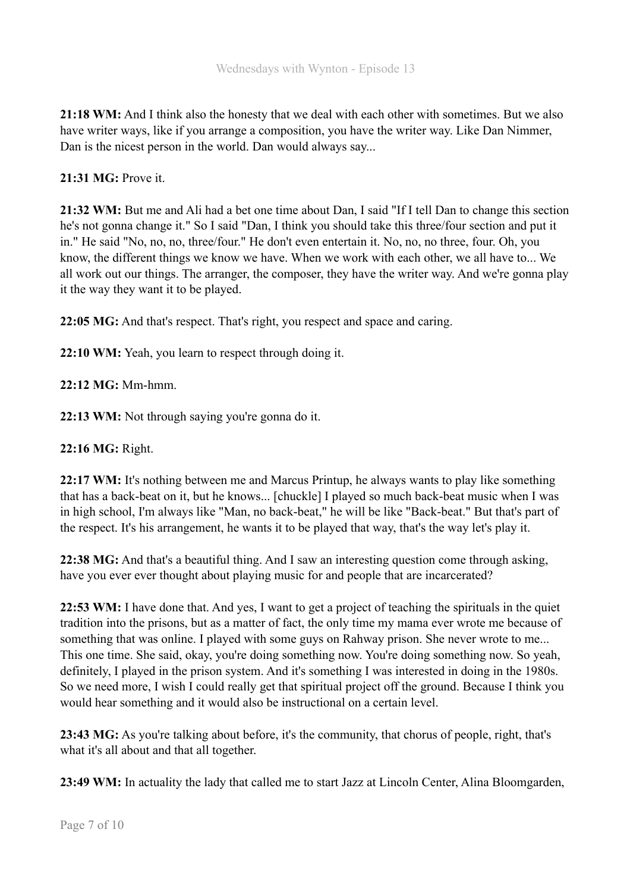**21:18 WM:** And I think also the honesty that we deal with each other with sometimes. But we also have writer ways, like if you arrange a composition, you have the writer way. Like Dan Nimmer, Dan is the nicest person in the world. Dan would always say...

**21:31 MG:** Prove it.

**21:32 WM:** But me and Ali had a bet one time about Dan, I said "If I tell Dan to change this section he's not gonna change it." So I said "Dan, I think you should take this three/four section and put it in." He said "No, no, no, three/four." He don't even entertain it. No, no, no three, four. Oh, you know, the different things we know we have. When we work with each other, we all have to... We all work out our things. The arranger, the composer, they have the writer way. And we're gonna play it the way they want it to be played.

**22:05 MG:** And that's respect. That's right, you respect and space and caring.

**22:10 WM:** Yeah, you learn to respect through doing it.

**22:12 MG:** Mm-hmm.

**22:13 WM:** Not through saying you're gonna do it.

**22:16 MG:** Right.

**22:17 WM:** It's nothing between me and Marcus Printup, he always wants to play like something that has a back-beat on it, but he knows... [chuckle] I played so much back-beat music when I was in high school, I'm always like "Man, no back-beat," he will be like "Back-beat." But that's part of the respect. It's his arrangement, he wants it to be played that way, that's the way let's play it.

**22:38 MG:** And that's a beautiful thing. And I saw an interesting question come through asking, have you ever ever thought about playing music for and people that are incarcerated?

**22:53 WM:** I have done that. And yes, I want to get a project of teaching the spirituals in the quiet tradition into the prisons, but as a matter of fact, the only time my mama ever wrote me because of something that was online. I played with some guys on Rahway prison. She never wrote to me... This one time. She said, okay, you're doing something now. You're doing something now. So yeah, definitely, I played in the prison system. And it's something I was interested in doing in the 1980s. So we need more, I wish I could really get that spiritual project off the ground. Because I think you would hear something and it would also be instructional on a certain level.

**23:43 MG:** As you're talking about before, it's the community, that chorus of people, right, that's what it's all about and that all together.

**23:49 WM:** In actuality the lady that called me to start Jazz at Lincoln Center, Alina Bloomgarden,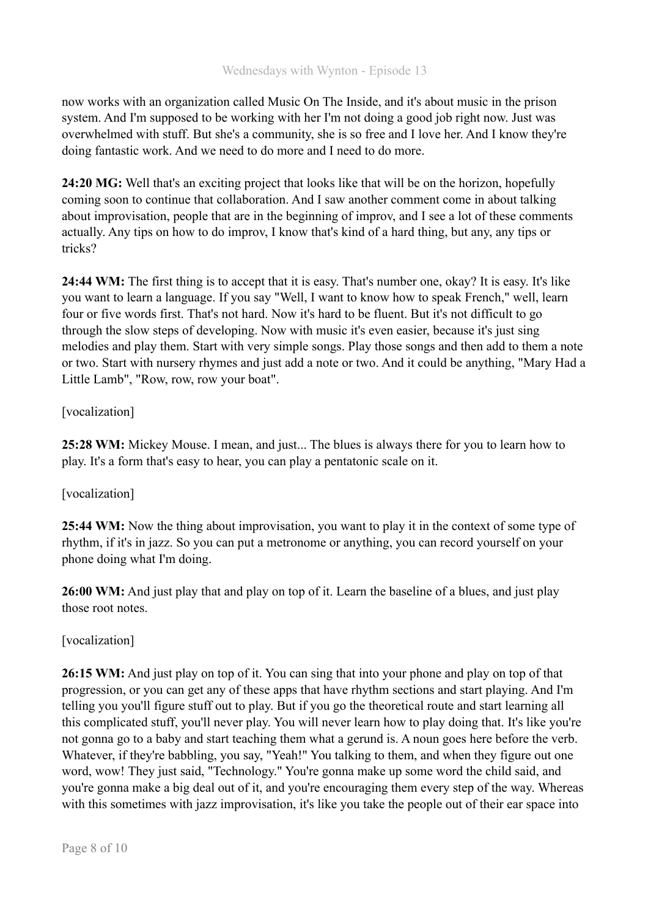now works with an organization called Music On The Inside, and it's about music in the prison system. And I'm supposed to be working with her I'm not doing a good job right now. Just was overwhelmed with stuff. But she's a community, she is so free and I love her. And I know they're doing fantastic work. And we need to do more and I need to do more.

**24:20 MG:** Well that's an exciting project that looks like that will be on the horizon, hopefully coming soon to continue that collaboration. And I saw another comment come in about talking about improvisation, people that are in the beginning of improv, and I see a lot of these comments actually. Any tips on how to do improv, I know that's kind of a hard thing, but any, any tips or tricks?

**24:44 WM:** The first thing is to accept that it is easy. That's number one, okay? It is easy. It's like you want to learn a language. If you say "Well, I want to know how to speak French," well, learn four or five words first. That's not hard. Now it's hard to be fluent. But it's not difficult to go through the slow steps of developing. Now with music it's even easier, because it's just sing melodies and play them. Start with very simple songs. Play those songs and then add to them a note or two. Start with nursery rhymes and just add a note or two. And it could be anything, "Mary Had a Little Lamb", "Row, row, row your boat".

[vocalization]

**25:28 WM:** Mickey Mouse. I mean, and just... The blues is always there for you to learn how to play. It's a form that's easy to hear, you can play a pentatonic scale on it.

[vocalization]

**25:44 WM:** Now the thing about improvisation, you want to play it in the context of some type of rhythm, if it's in jazz. So you can put a metronome or anything, you can record yourself on your phone doing what I'm doing.

**26:00 WM:** And just play that and play on top of it. Learn the baseline of a blues, and just play those root notes.

[vocalization]

**26:15 WM:** And just play on top of it. You can sing that into your phone and play on top of that progression, or you can get any of these apps that have rhythm sections and start playing. And I'm telling you you'll figure stuff out to play. But if you go the theoretical route and start learning all this complicated stuff, you'll never play. You will never learn how to play doing that. It's like you're not gonna go to a baby and start teaching them what a gerund is. A noun goes here before the verb. Whatever, if they're babbling, you say, "Yeah!" You talking to them, and when they figure out one word, wow! They just said, "Technology." You're gonna make up some word the child said, and you're gonna make a big deal out of it, and you're encouraging them every step of the way. Whereas with this sometimes with jazz improvisation, it's like you take the people out of their ear space into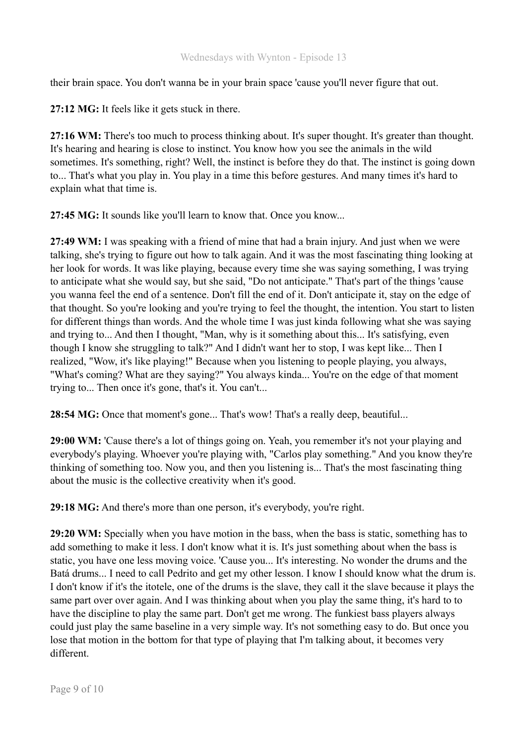their brain space. You don't wanna be in your brain space 'cause you'll never figure that out.

**27:12 MG:** It feels like it gets stuck in there.

**27:16 WM:** There's too much to process thinking about. It's super thought. It's greater than thought. It's hearing and hearing is close to instinct. You know how you see the animals in the wild sometimes. It's something, right? Well, the instinct is before they do that. The instinct is going down to... That's what you play in. You play in a time this before gestures. And many times it's hard to explain what that time is.

**27:45 MG:** It sounds like you'll learn to know that. Once you know...

**27:49 WM:** I was speaking with a friend of mine that had a brain injury. And just when we were talking, she's trying to figure out how to talk again. And it was the most fascinating thing looking at her look for words. It was like playing, because every time she was saying something, I was trying to anticipate what she would say, but she said, "Do not anticipate." That's part of the things 'cause you wanna feel the end of a sentence. Don't fill the end of it. Don't anticipate it, stay on the edge of that thought. So you're looking and you're trying to feel the thought, the intention. You start to listen for different things than words. And the whole time I was just kinda following what she was saying and trying to... And then I thought, "Man, why is it something about this... It's satisfying, even though I know she struggling to talk?" And I didn't want her to stop, I was kept like... Then I realized, "Wow, it's like playing!" Because when you listening to people playing, you always, "What's coming? What are they saying?" You always kinda... You're on the edge of that moment trying to... Then once it's gone, that's it. You can't...

**28:54 MG:** Once that moment's gone... That's wow! That's a really deep, beautiful...

**29:00 WM:** 'Cause there's a lot of things going on. Yeah, you remember it's not your playing and everybody's playing. Whoever you're playing with, "Carlos play something." And you know they're thinking of something too. Now you, and then you listening is... That's the most fascinating thing about the music is the collective creativity when it's good.

**29:18 MG:** And there's more than one person, it's everybody, you're right.

**29:20 WM:** Specially when you have motion in the bass, when the bass is static, something has to add something to make it less. I don't know what it is. It's just something about when the bass is static, you have one less moving voice. 'Cause you... It's interesting. No wonder the drums and the Batá drums... I need to call Pedrito and get my other lesson. I know I should know what the drum is. I don't know if it's the itotele, one of the drums is the slave, they call it the slave because it plays the same part over over again. And I was thinking about when you play the same thing, it's hard to to have the discipline to play the same part. Don't get me wrong. The funkiest bass players always could just play the same baseline in a very simple way. It's not something easy to do. But once you lose that motion in the bottom for that type of playing that I'm talking about, it becomes very different.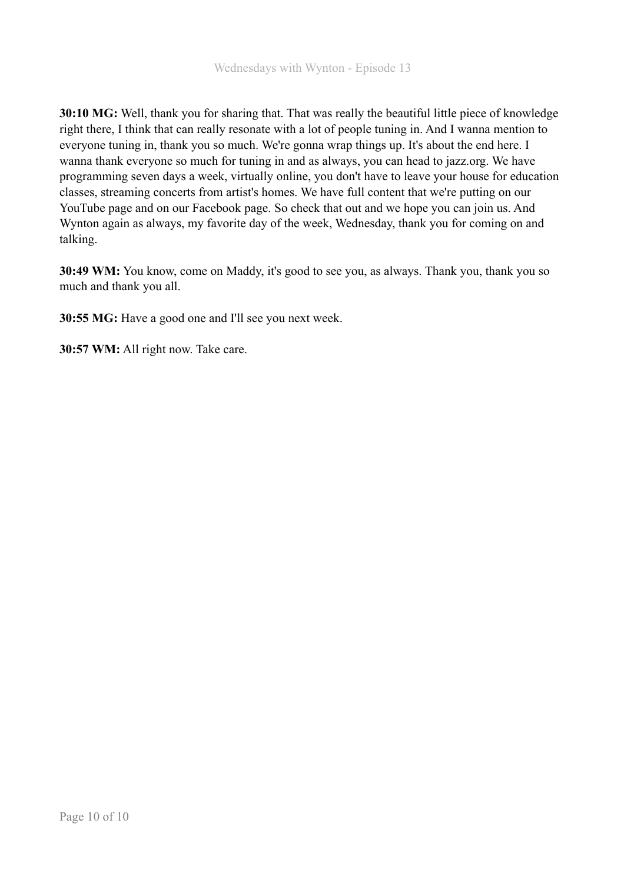**30:10 MG:** Well, thank you for sharing that. That was really the beautiful little piece of knowledge right there, I think that can really resonate with a lot of people tuning in. And I wanna mention to everyone tuning in, thank you so much. We're gonna wrap things up. It's about the end here. I wanna thank everyone so much for tuning in and as always, you can head to jazz.org. We have programming seven days a week, virtually online, you don't have to leave your house for education classes, streaming concerts from artist's homes. We have full content that we're putting on our YouTube page and on our Facebook page. So check that out and we hope you can join us. And Wynton again as always, my favorite day of the week, Wednesday, thank you for coming on and talking.

**30:49 WM:** You know, come on Maddy, it's good to see you, as always. Thank you, thank you so much and thank you all.

**30:55 MG:** Have a good one and I'll see you next week.

**30:57 WM:** All right now. Take care.